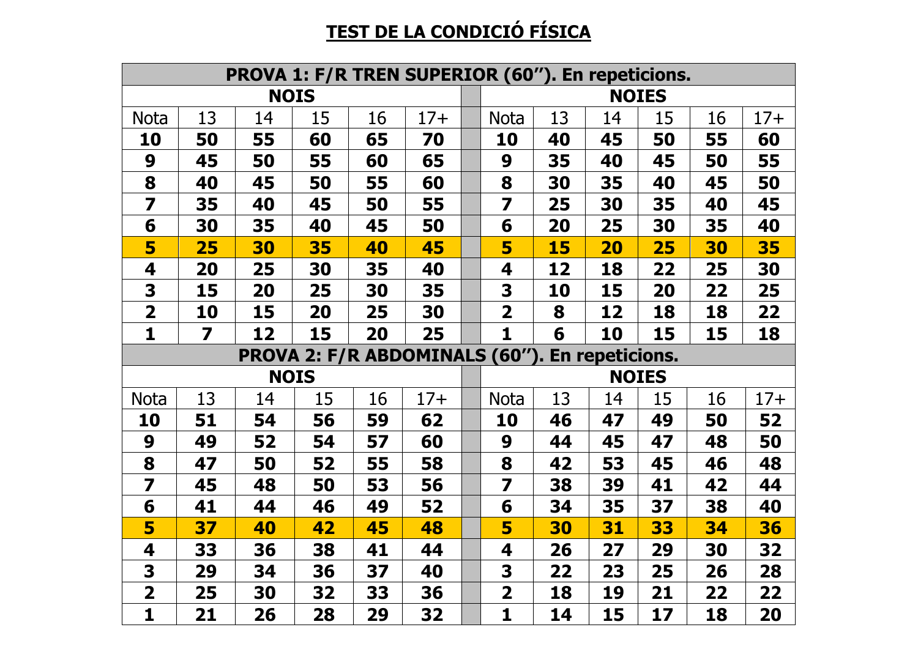# TEST DE LA CONDICIÓ FÍSICA

| PROVA 1: F/R TREN SUPERIOR (60''). En repeticions. | | | | | | | | | | | | |
|---|---|---|---|---|---|---|---|---|---|---|---|---|
| **NOIS** | | | | | | | **NOIES** | | | | | |
| Nota | 13 | 14 | 15 | 16 | 17+ | | Nota | 13 | 14 | 15 | 16 | 17+ |
| **10** | **50** | **55** | **60** | **65** | **70** | | **10** | **40** | **45** | **50** | **55** | **60** |
| **9** | **45** | **50** | **55** | **60** | **65** | | **9** | **35** | **40** | **45** | **50** | **55** |
| **8** | **40** | **45** | **50** | **55** | **60** | | **8** | **30** | **35** | **40** | **45** | **50** |
| **7** | **35** | **40** | **45** | **50** | **55** | | **7** | **25** | **30** | **35** | **40** | **45** |
| **6** | **30** | **35** | **40** | **45** | **50** | | **6** | **20** | **25** | **30** | **35** | **40** |
| **5** | **25** | **30** | **35** | **40** | **45** | | **5** | **15** | **20** | **25** | **30** | **35** |
| **4** | **20** | **25** | **30** | **35** | **40** | | **4** | **12** | **18** | **22** | **25** | **30** |
| **3** | **15** | **20** | **25** | **30** | **35** | | **3** | **10** | **15** | **20** | **22** | **25** |
| **2** | **10** | **15** | **20** | **25** | **30** | | **2** | **8** | **12** | **18** | **18** | **22** |
| **1** | **7** | **12** | **15** | **20** | **25** | | **1** | **6** | **10** | **15** | **15** | **18** |

| PROVA 2: F/R ABDOMINALS (60''). En repeticions. | | | | | | | | | | | | |
|---|---|---|---|---|---|---|---|---|---|---|---|---|
| **NOIS** | | | | | | | **NOIES** | | | | | |
| Nota | 13 | 14 | 15 | 16 | 17+ | | Nota | 13 | 14 | 15 | 16 | 17+ |
| **10** | **51** | **54** | **56** | **59** | **62** | | **10** | **46** | **47** | **49** | **50** | **52** |
| **9** | **49** | **52** | **54** | **57** | **60** | | **9** | **44** | **45** | **47** | **48** | **50** |
| **8** | **47** | **50** | **52** | **55** | **58** | | **8** | **42** | **53** | **45** | **46** | **48** |
| **7** | **45** | **48** | **50** | **53** | **56** | | **7** | **38** | **39** | **41** | **42** | **44** |
| **6** | **41** | **44** | **46** | **49** | **52** | | **6** | **34** | **35** | **37** | **38** | **40** |
| **5** | **37** | **40** | **42** | **45** | **48** | | **5** | **30** | **31** | **33** | **34** | **36** |
| **4** | **33** | **36** | **38** | **41** | **44** | | **4** | **26** | **27** | **29** | **30** | **32** |
| **3** | **29** | **34** | **36** | **37** | **40** | | **3** | **22** | **23** | **25** | **26** | **28** |
| **2** | **25** | **30** | **32** | **33** | **36** | | **2** | **18** | **19** | **21** | **22** | **22** |
| **1** | **21** | **26** | **28** | **29** | **32** | | **1** | **14** | **15** | **17** | **18** | **20** |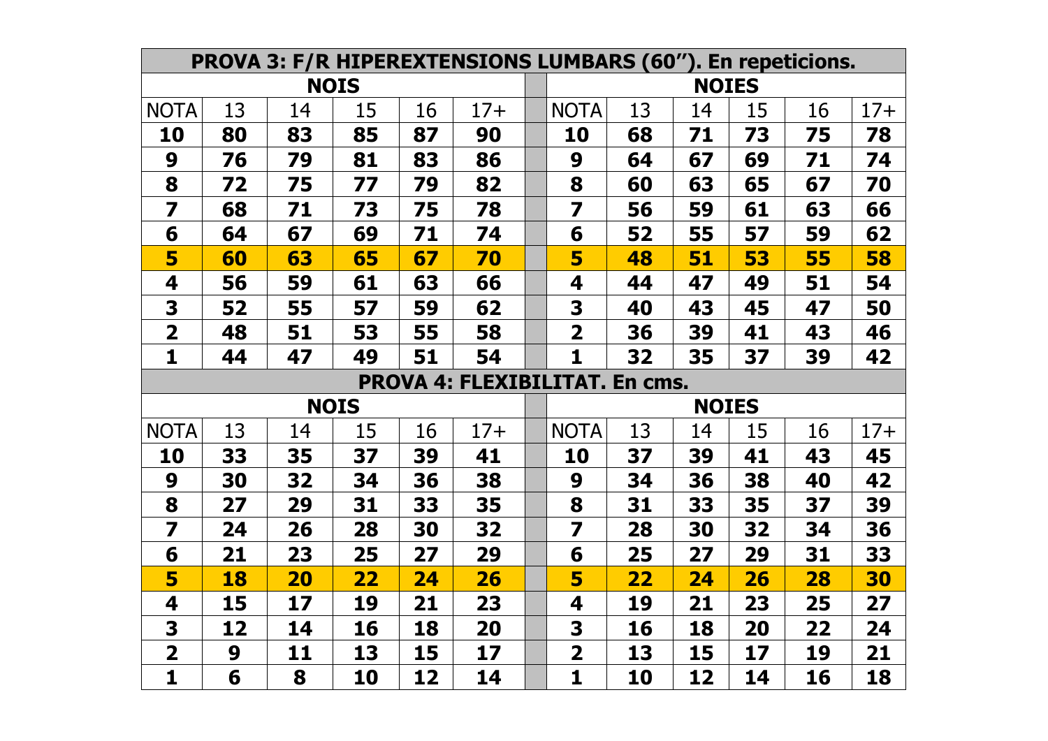## PROVA 3: F/R HIPEREXTENSIONS LUMBARS (60''). En repeticions.

| NOIS | | | | | | | NOIES | | | | | |
|---|---|---|---|---|---|---|---|---|---|---|---|---|
| NOTA | 13 | 14 | 15 | 16 | 17+ | | NOTA | 13 | 14 | 15 | 16 | 17+ |
| **10** | **80** | **83** | **85** | **87** | **90** | | **10** | **68** | **71** | **73** | **75** | **78** |
| **9** | **76** | **79** | **81** | **83** | **86** | | **9** | **64** | **67** | **69** | **71** | **74** |
| **8** | **72** | **75** | **77** | **79** | **82** | | **8** | **60** | **63** | **65** | **67** | **70** |
| **7** | **68** | **71** | **73** | **75** | **78** | | **7** | **56** | **59** | **61** | **63** | **66** |
| **6** | **64** | **67** | **69** | **71** | **74** | | **6** | **52** | **55** | **57** | **59** | **62** |
| **5** | **60** | **63** | **65** | **67** | **70** | | **5** | **48** | **51** | **53** | **55** | **58** |
| **4** | **56** | **59** | **61** | **63** | **66** | | **4** | **44** | **47** | **49** | **51** | **54** |
| **3** | **52** | **55** | **57** | **59** | **62** | | **3** | **40** | **43** | **45** | **47** | **50** |
| **2** | **48** | **51** | **53** | **55** | **58** | | **2** | **36** | **39** | **41** | **43** | **46** |
| **1** | **44** | **47** | **49** | **51** | **54** | | **1** | **32** | **35** | **37** | **39** | **42** |

## PROVA 4: FLEXIBILITAT. En cms.

| NOIS | | | | | | | NOIES | | | | | |
|---|---|---|---|---|---|---|---|---|---|---|---|---|
| NOTA | 13 | 14 | 15 | 16 | 17+ | | NOTA | 13 | 14 | 15 | 16 | 17+ |
| **10** | **33** | **35** | **37** | **39** | **41** | | **10** | **37** | **39** | **41** | **43** | **45** |
| **9** | **30** | **32** | **34** | **36** | **38** | | **9** | **34** | **36** | **38** | **40** | **42** |
| **8** | **27** | **29** | **31** | **33** | **35** | | **8** | **31** | **33** | **35** | **37** | **39** |
| **7** | **24** | **26** | **28** | **30** | **32** | | **7** | **28** | **30** | **32** | **34** | **36** |
| **6** | **21** | **23** | **25** | **27** | **29** | | **6** | **25** | **27** | **29** | **31** | **33** |
| **5** | **18** | **20** | **22** | **24** | **26** | | **5** | **22** | **24** | **26** | **28** | **30** |
| **4** | **15** | **17** | **19** | **21** | **23** | | **4** | **19** | **21** | **23** | **25** | **27** |
| **3** | **12** | **14** | **16** | **18** | **20** | | **3** | **16** | **18** | **20** | **22** | **24** |
| **2** | **9** | **11** | **13** | **15** | **17** | | **2** | **13** | **15** | **17** | **19** | **21** |
| **1** | **6** | **8** | **10** | **12** | **14** | | **1** | **10** | **12** | **14** | **16** | **18** |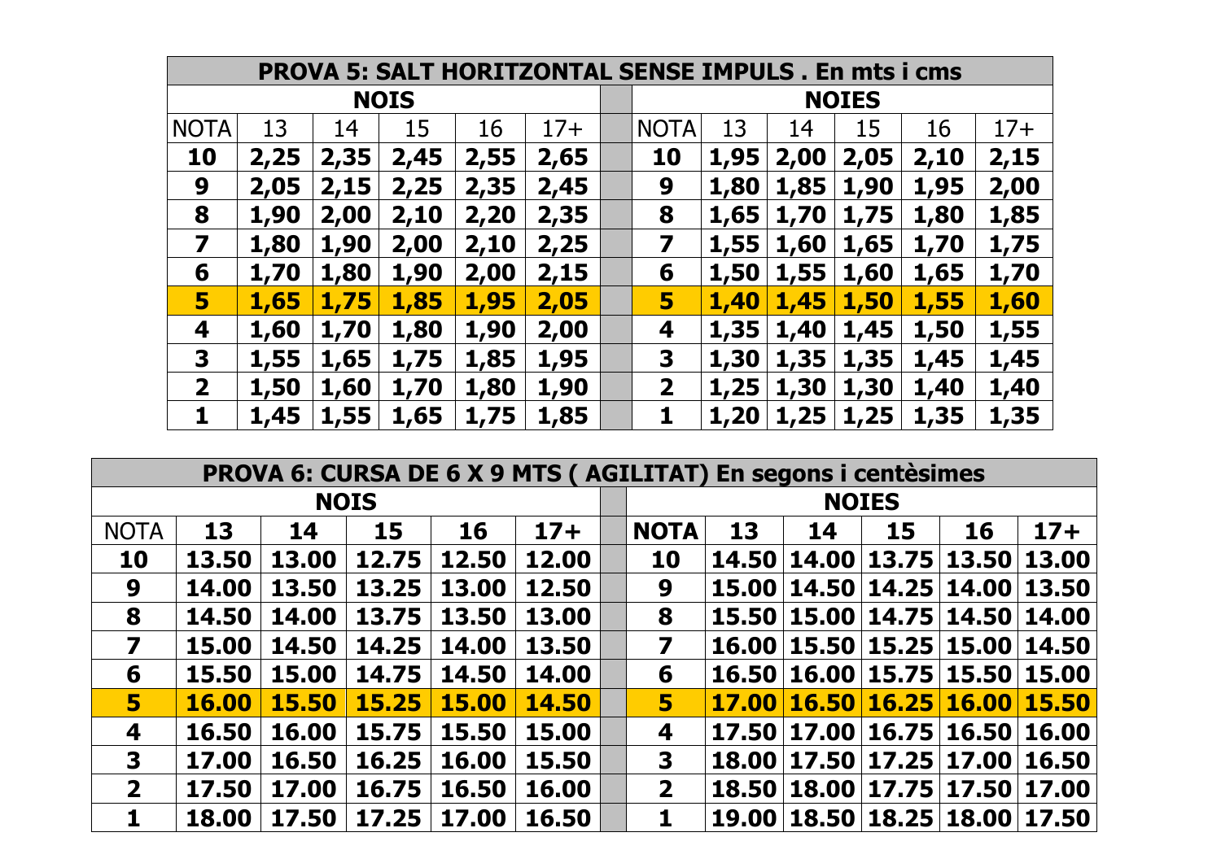| PROVA 5: SALT HORITZONTAL SENSE IMPULS . En mts i cms | | | | | | | | | | | | |
|---|---|---|---|---|---|---|---|---|---|---|---|---|
| **NOIS** | | | | | | | **NOIES** | | | | | |
| NOTA | 13 | 14 | 15 | 16 | 17+ | | NOTA | 13 | 14 | 15 | 16 | 17+ |
| **10** | **2,25** | **2,35** | **2,45** | **2,55** | **2,65** | | **10** | **1,95** | **2,00** | **2,05** | **2,10** | **2,15** |
| **9** | **2,05** | **2,15** | **2,25** | **2,35** | **2,45** | | **9** | **1,80** | **1,85** | **1,90** | **1,95** | **2,00** |
| **8** | **1,90** | **2,00** | **2,10** | **2,20** | **2,35** | | **8** | **1,65** | **1,70** | **1,75** | **1,80** | **1,85** |
| **7** | **1,80** | **1,90** | **2,00** | **2,10** | **2,25** | | **7** | **1,55** | **1,60** | **1,65** | **1,70** | **1,75** |
| **6** | **1,70** | **1,80** | **1,90** | **2,00** | **2,15** | | **6** | **1,50** | **1,55** | **1,60** | **1,65** | **1,70** |
| **5** | **1,65** | **1,75** | **1,85** | **1,95** | **2,05** | | **5** | **1,40** | **1,45** | **1,50** | **1,55** | **1,60** |
| **4** | **1,60** | **1,70** | **1,80** | **1,90** | **2,00** | | **4** | **1,35** | **1,40** | **1,45** | **1,50** | **1,55** |
| **3** | **1,55** | **1,65** | **1,75** | **1,85** | **1,95** | | **3** | **1,30** | **1,35** | **1,35** | **1,45** | **1,45** |
| **2** | **1,50** | **1,60** | **1,70** | **1,80** | **1,90** | | **2** | **1,25** | **1,30** | **1,30** | **1,40** | **1,40** |
| **1** | **1,45** | **1,55** | **1,65** | **1,75** | **1,85** | | **1** | **1,20** | **1,25** | **1,25** | **1,35** | **1,35** |

| PROVA 6: CURSA DE 6 X 9 MTS ( AGILITAT) En segons i centèsimes | | | | | | | | | | | | |
|---|---|---|---|---|---|---|---|---|---|---|---|---|
| **NOIS** | | | | | | | **NOIES** | | | | | |
| NOTA | **13** | **14** | **15** | **16** | **17+** | | **NOTA** | **13** | **14** | **15** | **16** | **17+** |
| **10** | **13.50** | **13.00** | **12.75** | **12.50** | **12.00** | | **10** | **14.50** | **14.00** | **13.75** | **13.50** | **13.00** |
| **9** | **14.00** | **13.50** | **13.25** | **13.00** | **12.50** | | **9** | **15.00** | **14.50** | **14.25** | **14.00** | **13.50** |
| **8** | **14.50** | **14.00** | **13.75** | **13.50** | **13.00** | | **8** | **15.50** | **15.00** | **14.75** | **14.50** | **14.00** |
| **7** | **15.00** | **14.50** | **14.25** | **14.00** | **13.50** | | **7** | **16.00** | **15.50** | **15.25** | **15.00** | **14.50** |
| **6** | **15.50** | **15.00** | **14.75** | **14.50** | **14.00** | | **6** | **16.50** | **16.00** | **15.75** | **15.50** | **15.00** |
| **5** | **16.00** | **15.50** | **15.25** | **15.00** | **14.50** | | **5** | **17.00** | **16.50** | **16.25** | **16.00** | **15.50** |
| **4** | **16.50** | **16.00** | **15.75** | **15.50** | **15.00** | | **4** | **17.50** | **17.00** | **16.75** | **16.50** | **16.00** |
| **3** | **17.00** | **16.50** | **16.25** | **16.00** | **15.50** | | **3** | **18.00** | **17.50** | **17.25** | **17.00** | **16.50** |
| **2** | **17.50** | **17.00** | **16.75** | **16.50** | **16.00** | | **2** | **18.50** | **18.00** | **17.75** | **17.50** | **17.00** |
| **1** | **18.00** | **17.50** | **17.25** | **17.00** | **16.50** | | **1** | **19.00** | **18.50** | **18.25** | **18.00** | **17.50** |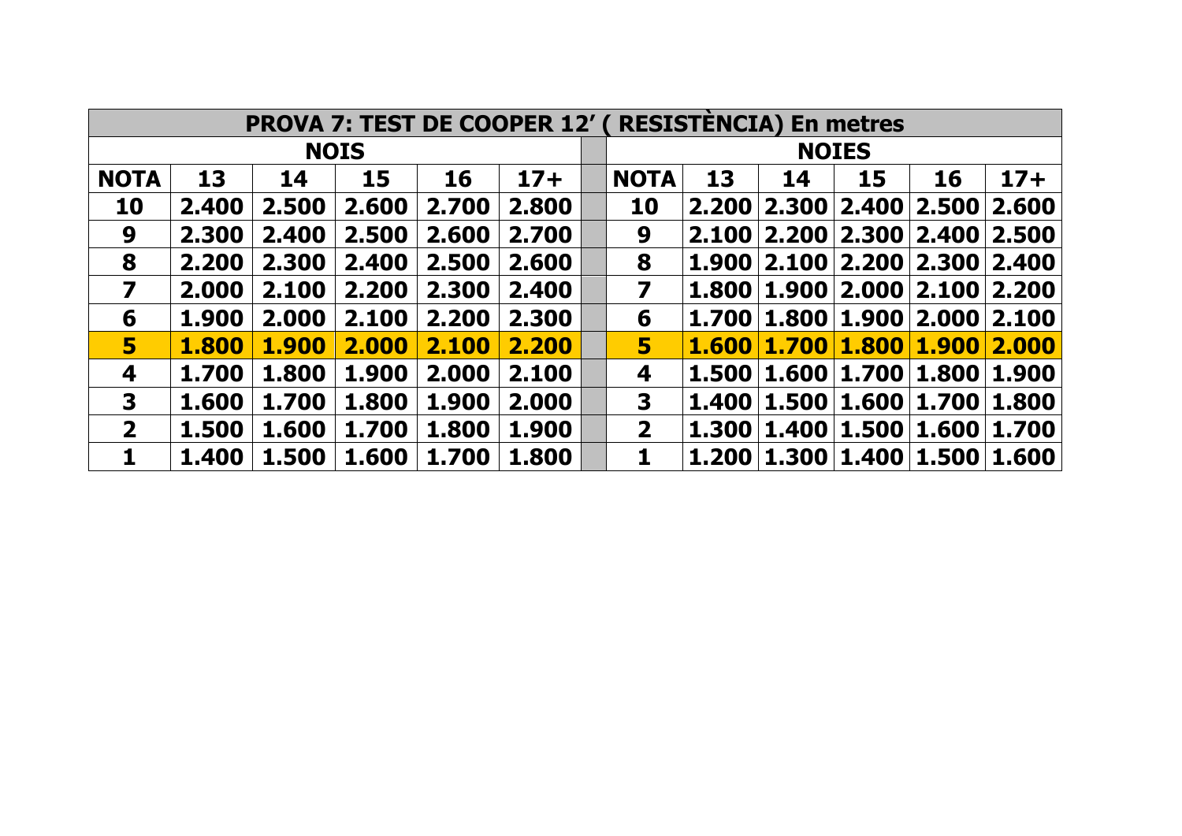| PROVA 7: TEST DE COOPER 12' ( RESISTÈNCIA) En metres | | | | | | | | | | | | |
|---|---|---|---|---|---|---|---|---|---|---|---|---|
| NOIS | | | | | | | NOIES | | | | | |
| **NOTA** | **13** | **14** | **15** | **16** | **17+** | | **NOTA** | **13** | **14** | **15** | **16** | **17+** |
| **10** | 2.400 | 2.500 | 2.600 | 2.700 | 2.800 | | **10** | 2.200 | 2.300 | 2.400 | 2.500 | 2.600 |
| **9** | 2.300 | 2.400 | 2.500 | 2.600 | 2.700 | | **9** | 2.100 | 2.200 | 2.300 | 2.400 | 2.500 |
| **8** | 2.200 | 2.300 | 2.400 | 2.500 | 2.600 | | **8** | 1.900 | 2.100 | 2.200 | 2.300 | 2.400 |
| **7** | 2.000 | 2.100 | 2.200 | 2.300 | 2.400 | | **7** | 1.800 | 1.900 | 2.000 | 2.100 | 2.200 |
| **6** | 1.900 | 2.000 | 2.100 | 2.200 | 2.300 | | **6** | 1.700 | 1.800 | 1.900 | 2.000 | 2.100 |
| **5** | 1.800 | 1.900 | 2.000 | 2.100 | 2.200 | | **5** | 1.600 | 1.700 | 1.800 | 1.900 | 2.000 |
| **4** | 1.700 | 1.800 | 1.900 | 2.000 | 2.100 | | **4** | 1.500 | 1.600 | 1.700 | 1.800 | 1.900 |
| **3** | 1.600 | 1.700 | 1.800 | 1.900 | 2.000 | | **3** | 1.400 | 1.500 | 1.600 | 1.700 | 1.800 |
| **2** | 1.500 | 1.600 | 1.700 | 1.800 | 1.900 | | **2** | 1.300 | 1.400 | 1.500 | 1.600 | 1.700 |
| **1** | 1.400 | 1.500 | 1.600 | 1.700 | 1.800 | | **1** | 1.200 | 1.300 | 1.400 | 1.500 | 1.600 |